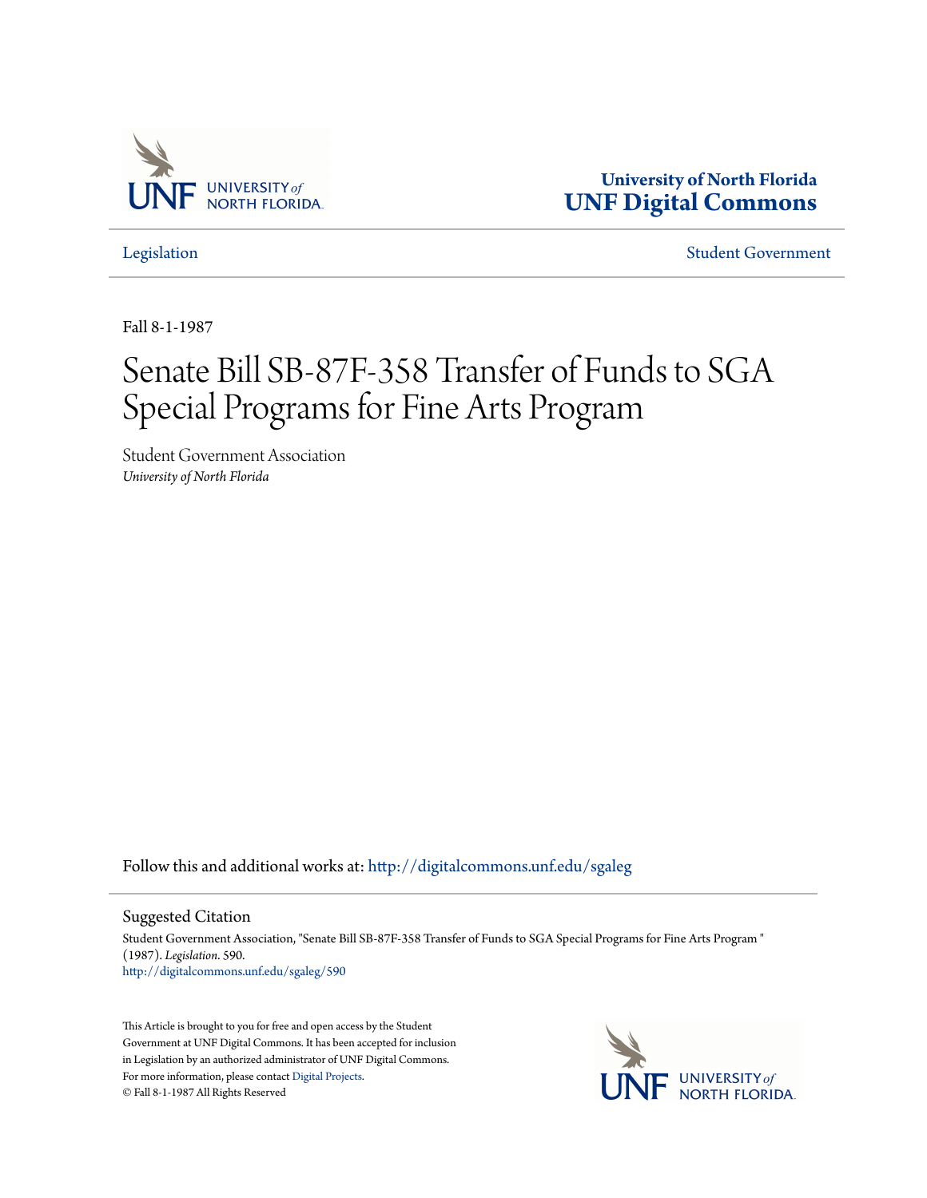University of North Florida
UNF Digital Commons

Legislation | Student Government

Fall 8-1-1987

# Senate Bill SB-87F-358 Transfer of Funds to SGA Special Programs for Fine Arts Program

Student Government Association
*University of North Florida*

Follow this and additional works at: http://digitalcommons.unf.edu/sgaleg

## Suggested Citation

Student Government Association, "Senate Bill SB-87F-358 Transfer of Funds to SGA Special Programs for Fine Arts Program " (1987). *Legislation*. 590.
http://digitalcommons.unf.edu/sgaleg/590

This Article is brought to you for free and open access by the Student Government at UNF Digital Commons. It has been accepted for inclusion in Legislation by an authorized administrator of UNF Digital Commons. For more information, please contact Digital Projects.
© Fall 8-1-1987 All Rights Reserved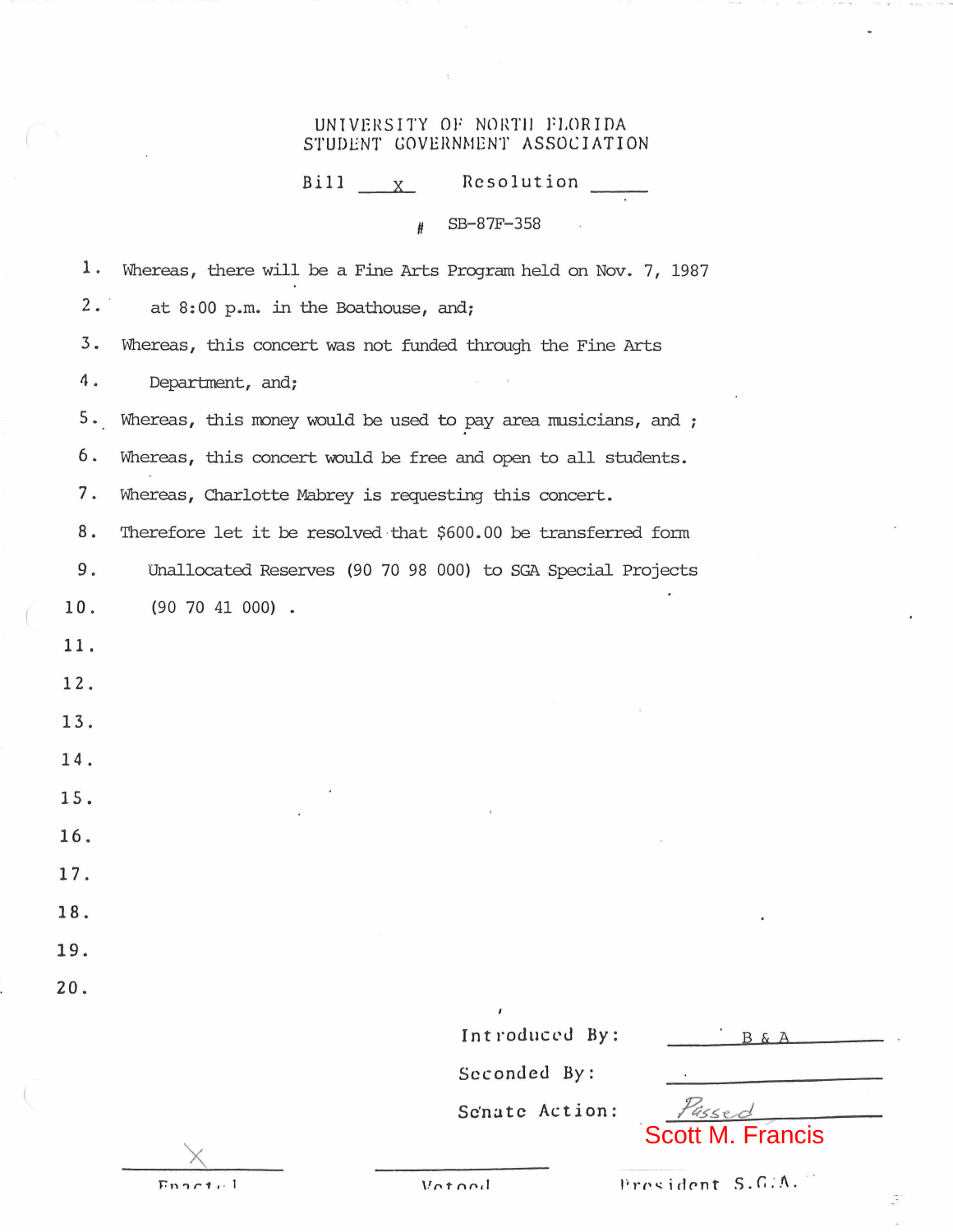UNIVERSITY OF NORTH FLORIDA
STUDENT GOVERNMENT ASSOCIATION

Bill \_\_X\_\_ Resolution \_\_\_\_\_

# SB-87F-358

1. Whereas, there will be a Fine Arts Program held on Nov. 7, 1987
2. at 8:00 p.m. in the Boathouse, and;
3. Whereas, this concert was not funded through the Fine Arts
4. Department, and;
5. Whereas, this money would be used to pay area musicians, and ;
6. Whereas, this concert would be free and open to all students.
7. Whereas, Charlotte Mabrey is requesting this concert.
8. Therefore let it be resolved that $600.00 be transferred form
9. Unallocated Reserves (90 70 98 000) to SGA Special Projects
10. (90 70 41 000) .
11. 
12. 
13. 
14. 
15. 
16. 
17. 
18. 
19. 
20. 

Introduced By: B & A

Seconded By: \_\_\_\_\_\_\_\_

Senate Action: Passed

Scott M. Francis

X
Enacted

Vetoed

President S.G.A.